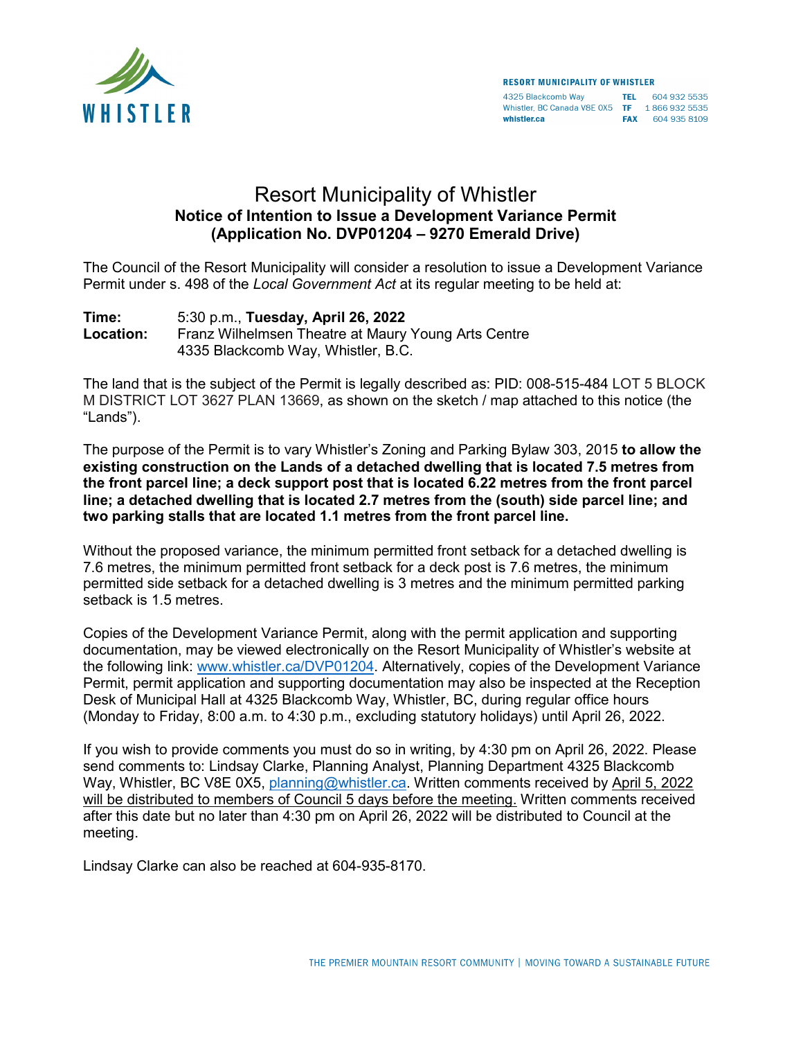**RESORT MUNICIPALITY OF WHISTLER**

4325 Blackcomb Way
Whistler, BC Canada V8E 0X5
**whistler.ca**

**TEL** 604 932 5535
**TF** 1 866 932 5535
**FAX** 604 935 8109

# Resort Municipality of Whistler

## Notice of Intention to Issue a Development Variance Permit (Application No. DVP01204 – 9270 Emerald Drive)

The Council of the Resort Municipality will consider a resolution to issue a Development Variance Permit under s. 498 of the *Local Government Act* at its regular meeting to be held at:

**Time:** 5:30 p.m., **Tuesday, April 26, 2022**
**Location:** Franz Wilhelmsen Theatre at Maury Young Arts Centre
4335 Blackcomb Way, Whistler, B.C.

The land that is the subject of the Permit is legally described as: PID: 008-515-484 LOT 5 BLOCK M DISTRICT LOT 3627 PLAN 13669, as shown on the sketch / map attached to this notice (the "Lands").

The purpose of the Permit is to vary Whistler's Zoning and Parking Bylaw 303, 2015 **to allow the existing construction on the Lands of a detached dwelling that is located 7.5 metres from the front parcel line; a deck support post that is located 6.22 metres from the front parcel line; a detached dwelling that is located 2.7 metres from the (south) side parcel line; and two parking stalls that are located 1.1 metres from the front parcel line.**

Without the proposed variance, the minimum permitted front setback for a detached dwelling is 7.6 metres, the minimum permitted front setback for a deck post is 7.6 metres, the minimum permitted side setback for a detached dwelling is 3 metres and the minimum permitted parking setback is 1.5 metres.

Copies of the Development Variance Permit, along with the permit application and supporting documentation, may be viewed electronically on the Resort Municipality of Whistler's website at the following link: www.whistler.ca/DVP01204. Alternatively, copies of the Development Variance Permit, permit application and supporting documentation may also be inspected at the Reception Desk of Municipal Hall at 4325 Blackcomb Way, Whistler, BC, during regular office hours (Monday to Friday, 8:00 a.m. to 4:30 p.m., excluding statutory holidays) until April 26, 2022.

If you wish to provide comments you must do so in writing, by 4:30 pm on April 26, 2022. Please send comments to: Lindsay Clarke, Planning Analyst, Planning Department 4325 Blackcomb Way, Whistler, BC V8E 0X5, planning@whistler.ca. Written comments received by April 5, 2022 will be distributed to members of Council 5 days before the meeting. Written comments received after this date but no later than 4:30 pm on April 26, 2022 will be distributed to Council at the meeting.

Lindsay Clarke can also be reached at 604-935-8170.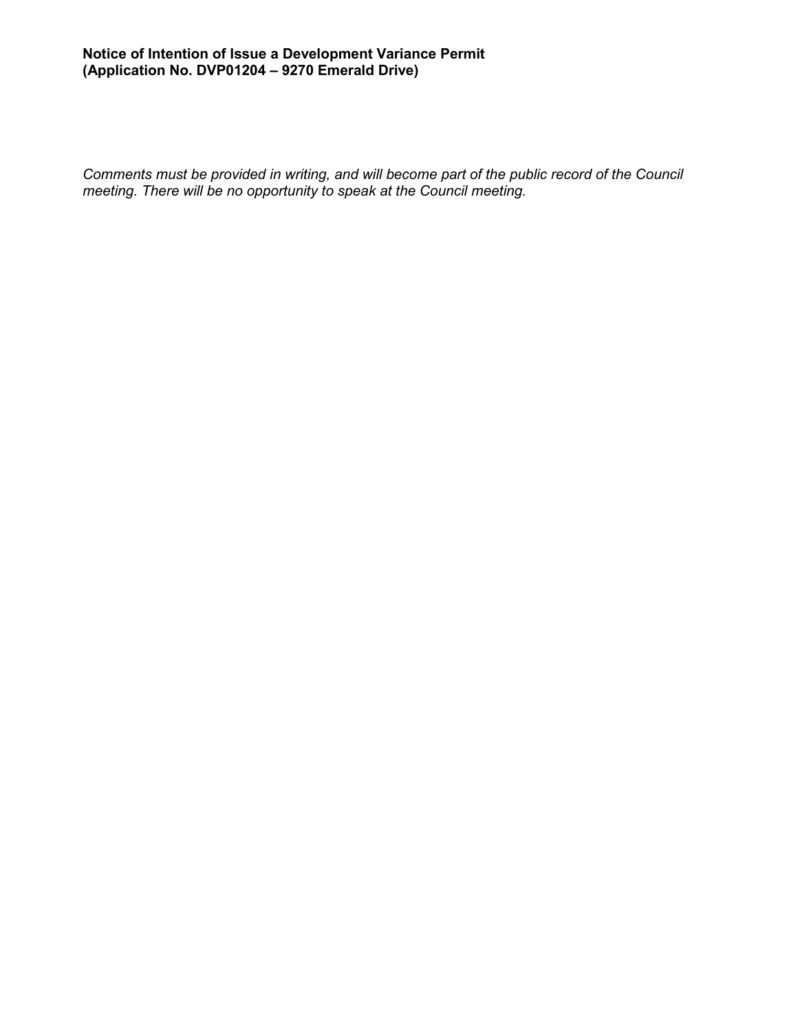**Notice of Intention of Issue a Development Variance Permit**
**(Application No. DVP01204 – 9270 Emerald Drive)**

*Comments must be provided in writing, and will become part of the public record of the Council meeting. There will be no opportunity to speak at the Council meeting.*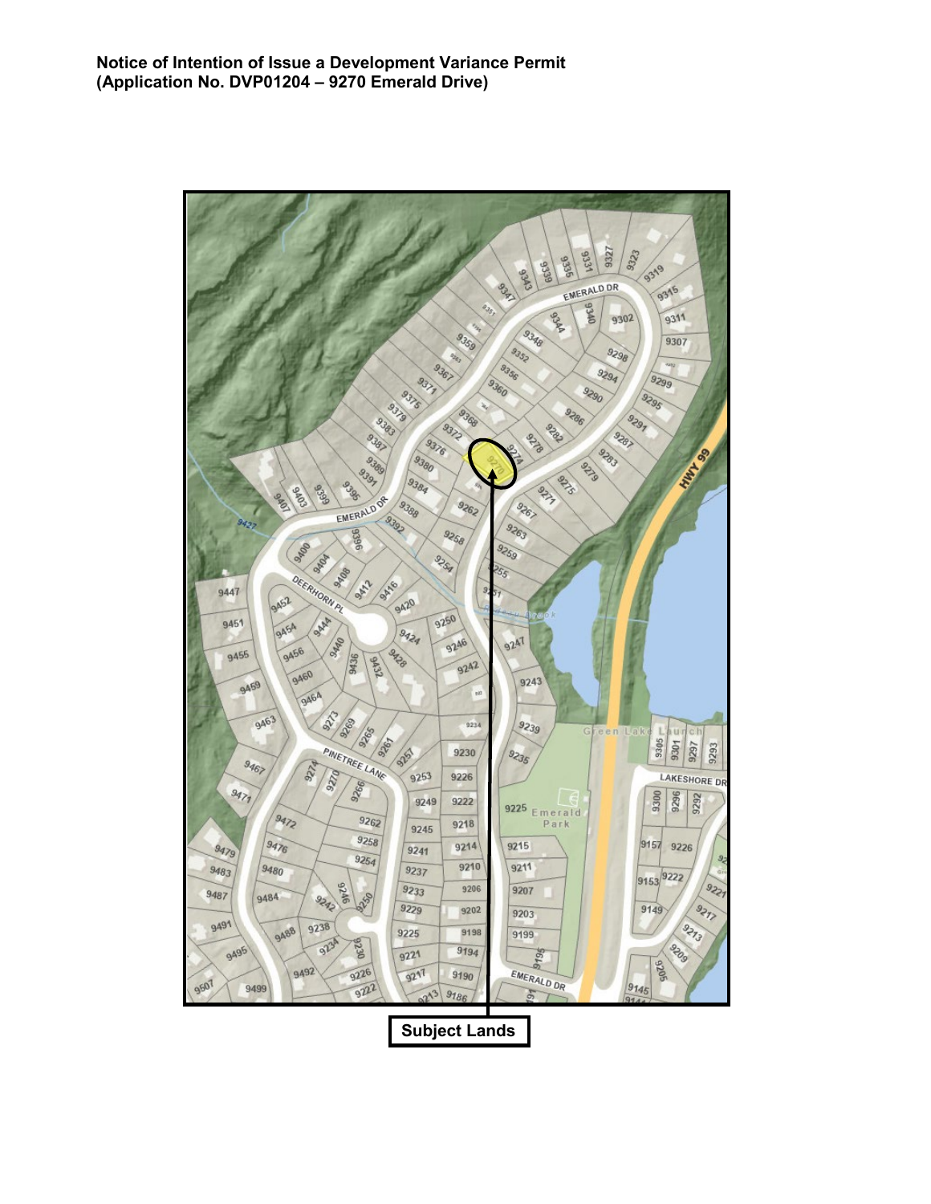**Notice of Intention of Issue a Development Variance Permit (Application No. DVP01204 – 9270 Emerald Drive)**

**Subject Lands**